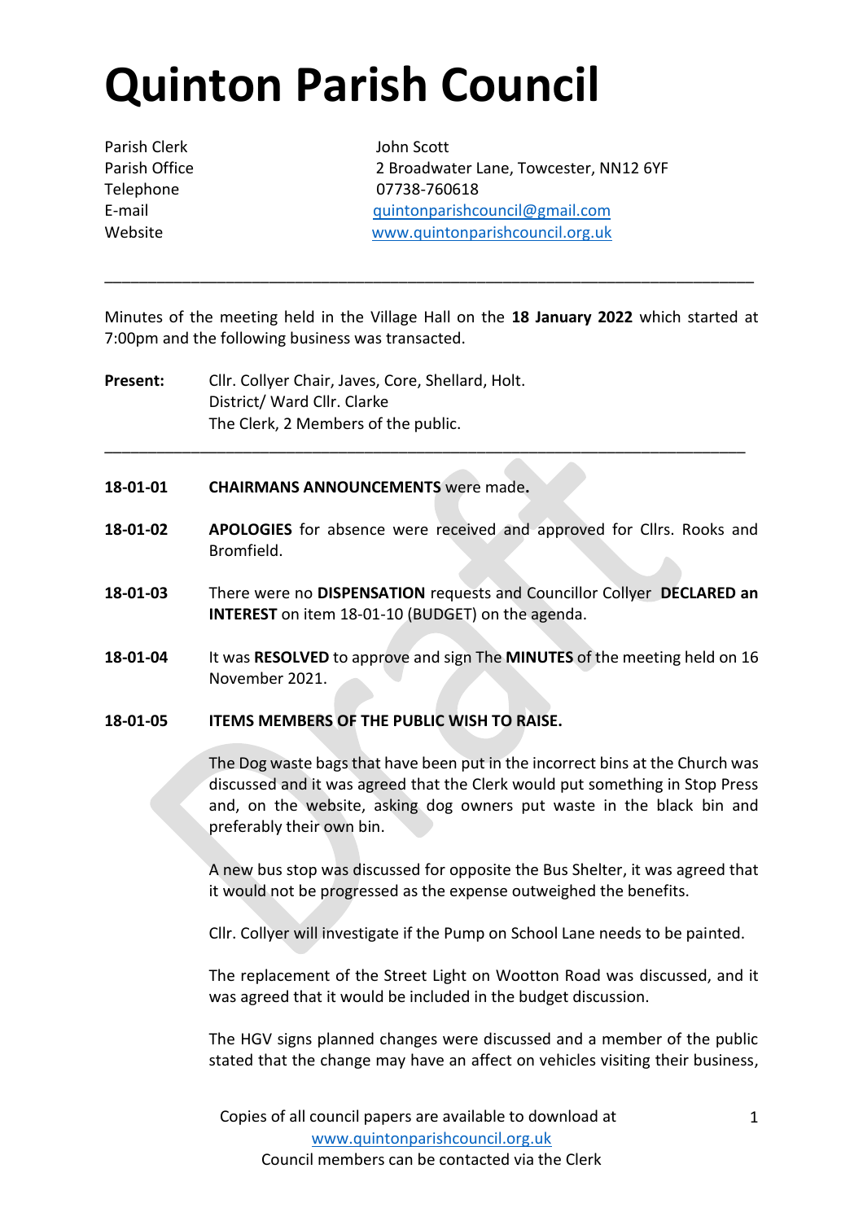# Quinton Parish Council

| | |
|---|---|
| Parish Clerk | John Scott |
| Parish Office | 2 Broadwater Lane, Towcester, NN12 6YF |
| Telephone | 07738-760618 |
| E-mail | quintonparishcouncil@gmail.com |
| Website | www.quintonparishcouncil.org.uk |

---

Minutes of the meeting held in the Village Hall on the **18 January 2022** which started at 7:00pm and the following business was transacted.

**Present:** Cllr. Collyer Chair, Javes, Core, Shellard, Holt.
District/ Ward Cllr. Clarke
The Clerk, 2 Members of the public.

---

**18-01-01** **CHAIRMANS ANNOUNCEMENTS** were made**.**

**18-01-02** **APOLOGIES** for absence were received and approved for Cllrs. Rooks and Bromfield.

**18-01-03** There were no **DISPENSATION** requests and Councillor Collyer **DECLARED an INTEREST** on item 18-01-10 (BUDGET) on the agenda.

**18-01-04** It was **RESOLVED** to approve and sign The **MINUTES** of the meeting held on 16 November 2021.

**18-01-05** **ITEMS MEMBERS OF THE PUBLIC WISH TO RAISE.**

The Dog waste bags that have been put in the incorrect bins at the Church was discussed and it was agreed that the Clerk would put something in Stop Press and, on the website, asking dog owners put waste in the black bin and preferably their own bin.

A new bus stop was discussed for opposite the Bus Shelter, it was agreed that it would not be progressed as the expense outweighed the benefits.

Cllr. Collyer will investigate if the Pump on School Lane needs to be painted.

The replacement of the Street Light on Wootton Road was discussed, and it was agreed that it would be included in the budget discussion.

The HGV signs planned changes were discussed and a member of the public stated that the change may have an affect on vehicles visiting their business,

Copies of all council papers are available to download at www.quintonparishcouncil.org.uk
Council members can be contacted via the Clerk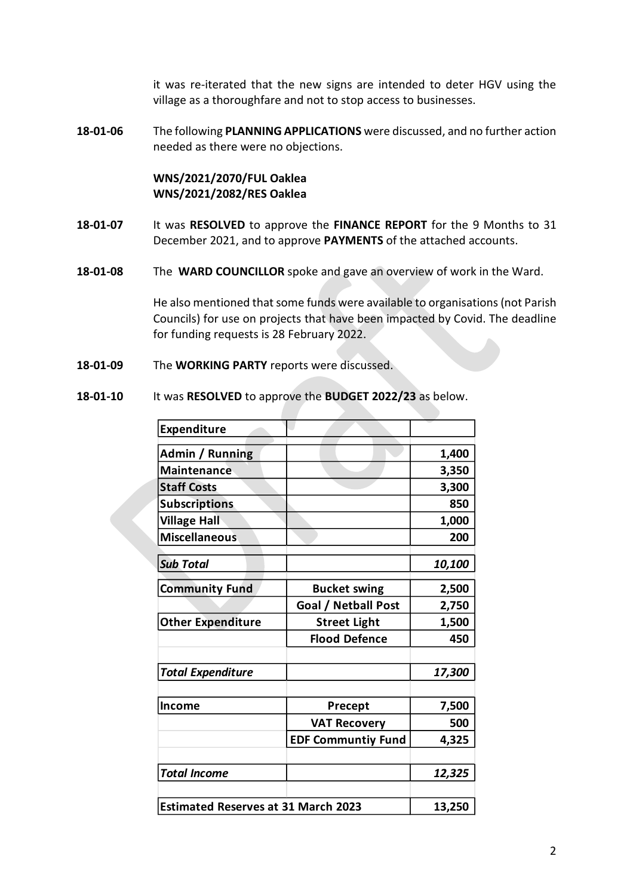it was re-iterated that the new signs are intended to deter HGV using the village as a thoroughfare and not to stop access to businesses.

**18-01-06** The following **PLANNING APPLICATIONS** were discussed, and no further action needed as there were no objections.

**WNS/2021/2070/FUL Oaklea**
**WNS/2021/2082/RES Oaklea**

**18-01-07** It was **RESOLVED** to approve the **FINANCE REPORT** for the 9 Months to 31 December 2021, and to approve **PAYMENTS** of the attached accounts.

**18-01-08** The **WARD COUNCILLOR** spoke and gave an overview of work in the Ward.

He also mentioned that some funds were available to organisations (not Parish Councils) for use on projects that have been impacted by Covid. The deadline for funding requests is 28 February 2022.

**18-01-09** The **WORKING PARTY** reports were discussed.

**18-01-10** It was **RESOLVED** to approve the **BUDGET 2022/23** as below.

| **Expenditure** | | |
|---|---|---|
| **Admin / Running** | | **1,400** |
| **Maintenance** | | **3,350** |
| **Staff Costs** | | **3,300** |
| **Subscriptions** | | **850** |
| **Village Hall** | | **1,000** |
| **Miscellaneous** | | **200** |
| ***Sub Total*** | | ***10,100*** |
| **Community Fund** | **Bucket swing** | **2,500** |
| | **Goal / Netball Post** | **2,750** |
| **Other Expenditure** | **Street Light** | **1,500** |
| | **Flood Defence** | **450** |
| ***Total Expenditure*** | | ***17,300*** |
| **Income** | **Precept** | **7,500** |
| | **VAT Recovery** | **500** |
| | **EDF Communtiy Fund** | **4,325** |
| ***Total Income*** | | ***12,325*** |
| **Estimated Reserves at 31 March 2023** | | **13,250** |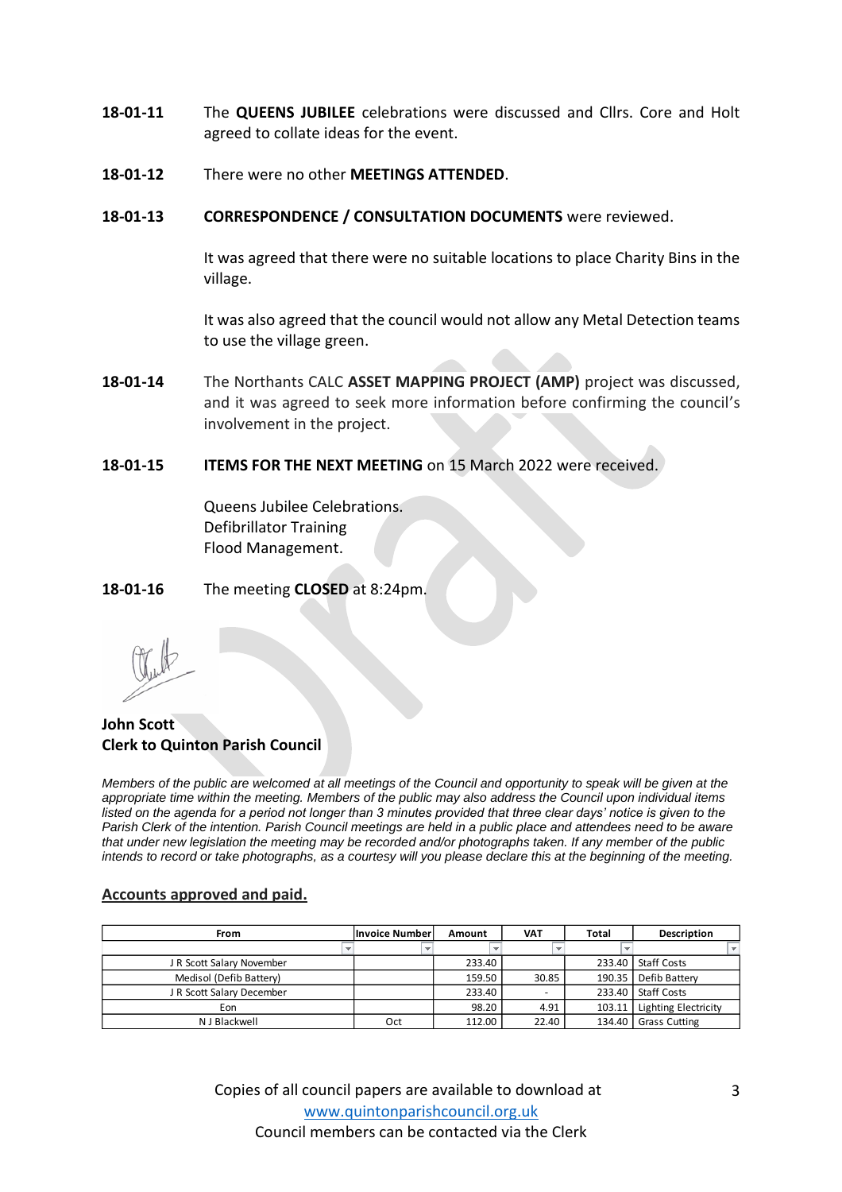**18-01-11** The **QUEENS JUBILEE** celebrations were discussed and Cllrs. Core and Holt agreed to collate ideas for the event.

**18-01-12** There were no other **MEETINGS ATTENDED**.

**18-01-13** **CORRESPONDENCE / CONSULTATION DOCUMENTS** were reviewed.

It was agreed that there were no suitable locations to place Charity Bins in the village.

It was also agreed that the council would not allow any Metal Detection teams to use the village green.

**18-01-14** The Northants CALC **ASSET MAPPING PROJECT (AMP)** project was discussed, and it was agreed to seek more information before confirming the council's involvement in the project.

**18-01-15** **ITEMS FOR THE NEXT MEETING** on 15 March 2022 were received.

Queens Jubilee Celebrations.
Defibrillator Training
Flood Management.

**18-01-16** The meeting **CLOSED** at 8:24pm.

**John Scott**
**Clerk to Quinton Parish Council**

*Members of the public are welcomed at all meetings of the Council and opportunity to speak will be given at the appropriate time within the meeting. Members of the public may also address the Council upon individual items listed on the agenda for a period not longer than 3 minutes provided that three clear days' notice is given to the Parish Clerk of the intention. Parish Council meetings are held in a public place and attendees need to be aware that under new legislation the meeting may be recorded and/or photographs taken. If any member of the public intends to record or take photographs, as a courtesy will you please declare this at the beginning of the meeting.*

## Accounts approved and paid.

| From | Invoice Number | Amount | VAT | Total | Description |
|---|---|---|---|---|---|
| J R Scott Salary November | | 233.40 | | 233.40 | Staff Costs |
| Medisol (Defib Battery) | | 159.50 | 30.85 | 190.35 | Defib Battery |
| J R Scott Salary December | | 233.40 | - | 233.40 | Staff Costs |
| Eon | | 98.20 | 4.91 | 103.11 | Lighting Electricity |
| N J Blackwell | Oct | 112.00 | 22.40 | 134.40 | Grass Cutting |

Copies of all council papers are available to download at
www.quintonparishcouncil.org.uk
Council members can be contacted via the Clerk